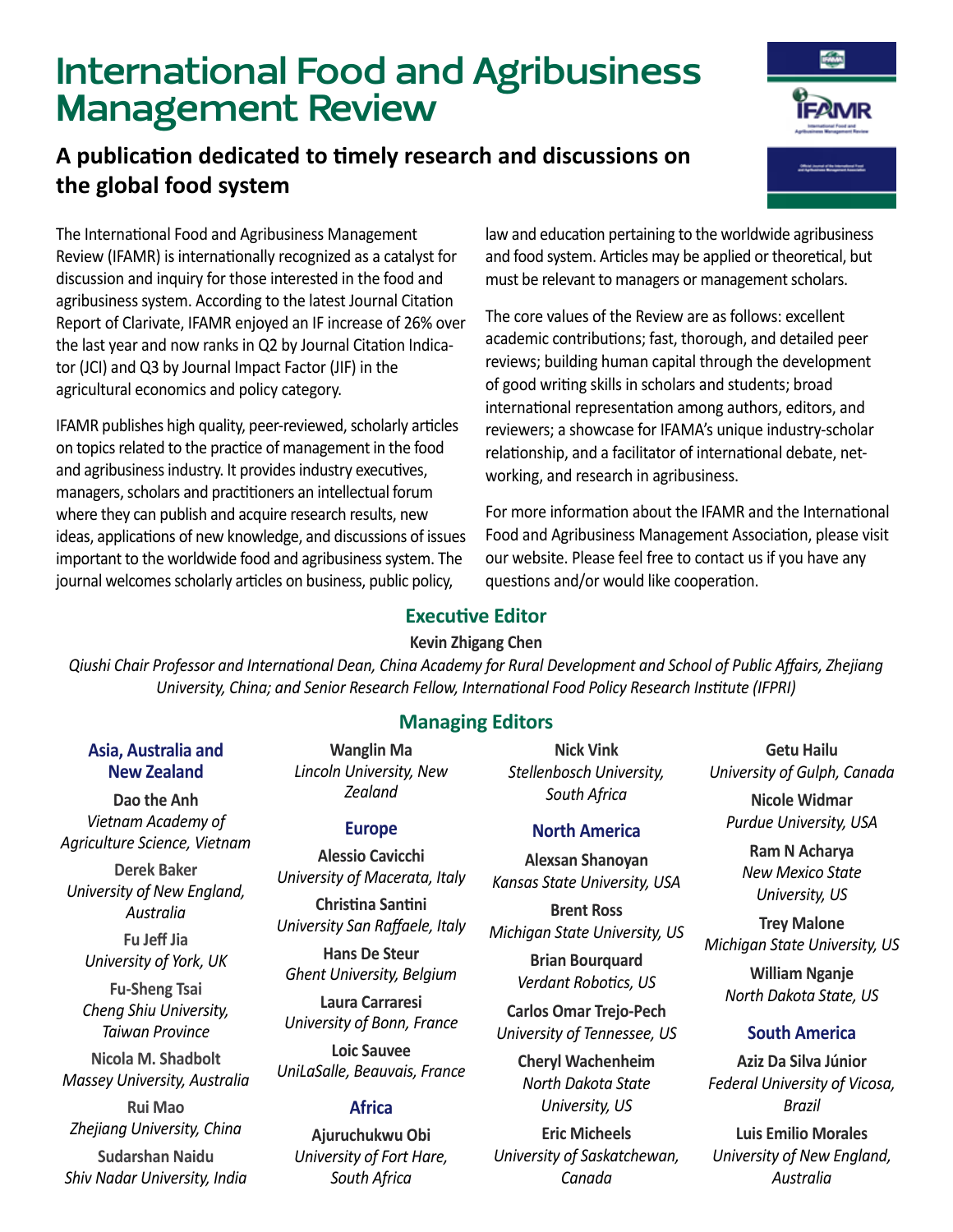# International Food and Agribusiness Management Review

## A publication dedicated to timely research and discussions on the global food system

The International Food and Agribusiness Management Review (IFAMR) is internationally recognized as a catalyst for discussion and inquiry for those interested in the food and agribusiness system. According to the latest Journal Citation Report of Clarivate, IFAMR enjoyed an IF increase of 26% over the last year and now ranks in Q2 by Journal Citation Indicator (JCI) and Q3 by Journal Impact Factor (JIF) in the agricultural economics and policy category.

IFAMR publishes high quality, peer-reviewed, scholarly articles on topics related to the practice of management in the food and agribusiness industry. It provides industry executives, managers, scholars and practitioners an intellectual forum where they can publish and acquire research results, new ideas, applications of new knowledge, and discussions of issues important to the worldwide food and agribusiness system. The journal welcomes scholarly articles on business, public policy, law and education pertaining to the worldwide agribusiness and food system. Articles may be applied or theoretical, but must be relevant to managers or management scholars.

The core values of the Review are as follows: excellent academic contributions; fast, thorough, and detailed peer reviews; building human capital through the development of good writing skills in scholars and students; broad international representation among authors, editors, and reviewers; a showcase for IFAMA's unique industry-scholar relationship, and a facilitator of international debate, networking, and research in agribusiness.

For more information about the IFAMR and the International Food and Agribusiness Management Association, please visit our website. Please feel free to contact us if you have any questions and/or would like cooperation.

### Executive Editor

**Kevin Zhigang Chen**

*Qiushi Chair Professor and International Dean, China Academy for Rural Development and School of Public Affairs, Zhejiang University, China; and Senior Research Fellow, International Food Policy Research Institute (IFPRI)*

### Managing Editors

#### Asia, Australia and New Zealand

**Dao the Anh**
*Vietnam Academy of Agriculture Science, Vietnam*

**Derek Baker**
*University of New England, Australia*

**Fu Jeff Jia**
*University of York, UK*

**Fu-Sheng Tsai**
*Cheng Shiu University, Taiwan Province*

**Nicola M. Shadbolt**
*Massey University, Australia*

**Rui Mao**
*Zhejiang University, China*

**Sudarshan Naidu**
*Shiv Nadar University, India*

**Wanglin Ma**
*Lincoln University, New Zealand*

#### Europe

**Alessio Cavicchi**
*University of Macerata, Italy*

**Christina Santini**
*University San Raffaele, Italy*

**Hans De Steur**
*Ghent University, Belgium*

**Laura Carraresi**
*University of Bonn, France*

**Loic Sauvee**
*UniLaSalle, Beauvais, France*

#### Africa

**Ajuruchukwu Obi**
*University of Fort Hare, South Africa*

**Nick Vink**
*Stellenbosch University, South Africa*

#### North America

**Alexsan Shanoyan**
*Kansas State University, USA*

**Brent Ross**
*Michigan State University, US*

**Brian Bourquard**
*Verdant Robotics, US*

**Carlos Omar Trejo-Pech**
*University of Tennessee, US*

**Cheryl Wachenheim**
*North Dakota State University, US*

**Eric Micheels**
*University of Saskatchewan, Canada*

**Getu Hailu**
*University of Gulph, Canada*

**Nicole Widmar**
*Purdue University, USA*

**Ram N Acharya**
*New Mexico State University, US*

**Trey Malone**
*Michigan State University, US*

**William Nganje**
*North Dakota State, US*

#### South America

**Aziz Da Silva Júnior**
*Federal University of Vicosa, Brazil*

**Luis Emilio Morales**
*University of New England, Australia*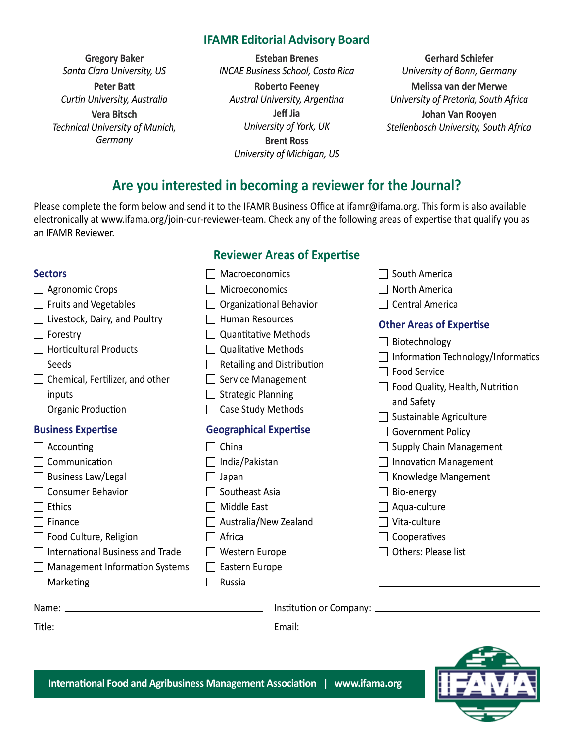## IFAMR Editorial Advisory Board

**Gregory Baker**
*Santa Clara University, US*

**Peter Batt**
*Curtin University, Australia*

**Vera Bitsch**
*Technical University of Munich, Germany*

**Esteban Brenes**
*INCAE Business School, Costa Rica*

**Roberto Feeney**
*Austral University, Argentina*

**Jeff Jia**
*University of York, UK*

**Brent Ross**
*University of Michigan, US*

**Gerhard Schiefer**
*University of Bonn, Germany*

**Melissa van der Merwe**
*University of Pretoria, South Africa*

**Johan Van Rooyen**
*Stellenbosch University, South Africa*

## Are you interested in becoming a reviewer for the Journal?

Please complete the form below and send it to the IFAMR Business Office at ifamr@ifama.org. This form is also available electronically at www.ifama.org/join-our-reviewer-team. Check any of the following areas of expertise that qualify you as an IFAMR Reviewer.

### Reviewer Areas of Expertise

#### Sectors

- ☐ Agronomic Crops
- ☐ Fruits and Vegetables
- ☐ Livestock, Dairy, and Poultry
- ☐ Forestry
- ☐ Horticultural Products
- ☐ Seeds
- ☐ Chemical, Fertilizer, and other inputs
- ☐ Organic Production

#### Business Expertise

- ☐ Accounting
- ☐ Communication
- ☐ Business Law/Legal
- ☐ Consumer Behavior
- ☐ Ethics
- ☐ Finance
- ☐ Food Culture, Religion
- ☐ International Business and Trade
- ☐ Management Information Systems
- ☐ Marketing
- ☐ Macroeconomics
- ☐ Microeconomics
- ☐ Organizational Behavior
- ☐ Human Resources
- ☐ Quantitative Methods
- ☐ Qualitative Methods
- ☐ Retailing and Distribution
- ☐ Service Management
- ☐ Strategic Planning
- ☐ Case Study Methods

#### Geographical Expertise

- ☐ China
- ☐ India/Pakistan
- ☐ Japan
- ☐ Southeast Asia
- ☐ Middle East
- ☐ Australia/New Zealand
- ☐ Africa
- ☐ Western Europe
- ☐ Eastern Europe
- ☐ Russia
- ☐ South America
- ☐ North America
- ☐ Central America

#### Other Areas of Expertise

- ☐ Biotechnology
- ☐ Information Technology/Informatics
- ☐ Food Service
- ☐ Food Quality, Health, Nutrition and Safety
- ☐ Sustainable Agriculture
- ☐ Government Policy
- ☐ Supply Chain Management
- ☐ Innovation Management
- ☐ Knowledge Mangement
- ☐ Bio-energy
- ☐ Aqua-culture
- ☐ Vita-culture
- ☐ Cooperatives
- ☐ Others: Please list

______________________________

______________________________

Name: ______________________________ Institution or Company: ______________________________

Title: ______________________________ Email: ______________________________

**International Food and Agribusiness Management Association | www.ifama.org**

IFAMA